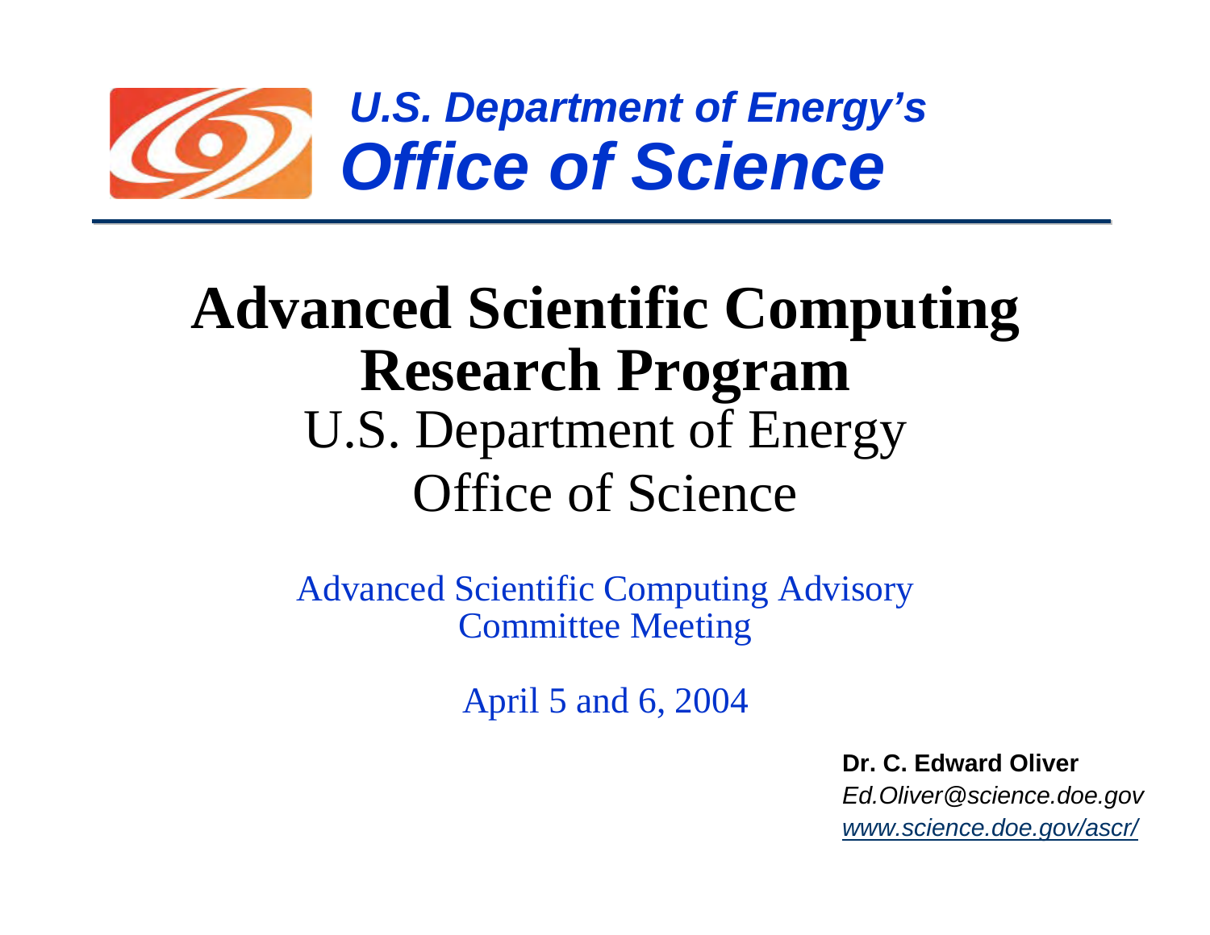*U.S. Department of Energy's*

***Office of Science***

# Advanced Scientific Computing Research Program

U.S. Department of Energy

Office of Science

Advanced Scientific Computing Advisory Committee Meeting

April 5 and 6, 2004

**Dr. C. Edward Oliver**

*Ed.Oliver@science.doe.gov*

*www.science.doe.gov/ascr/*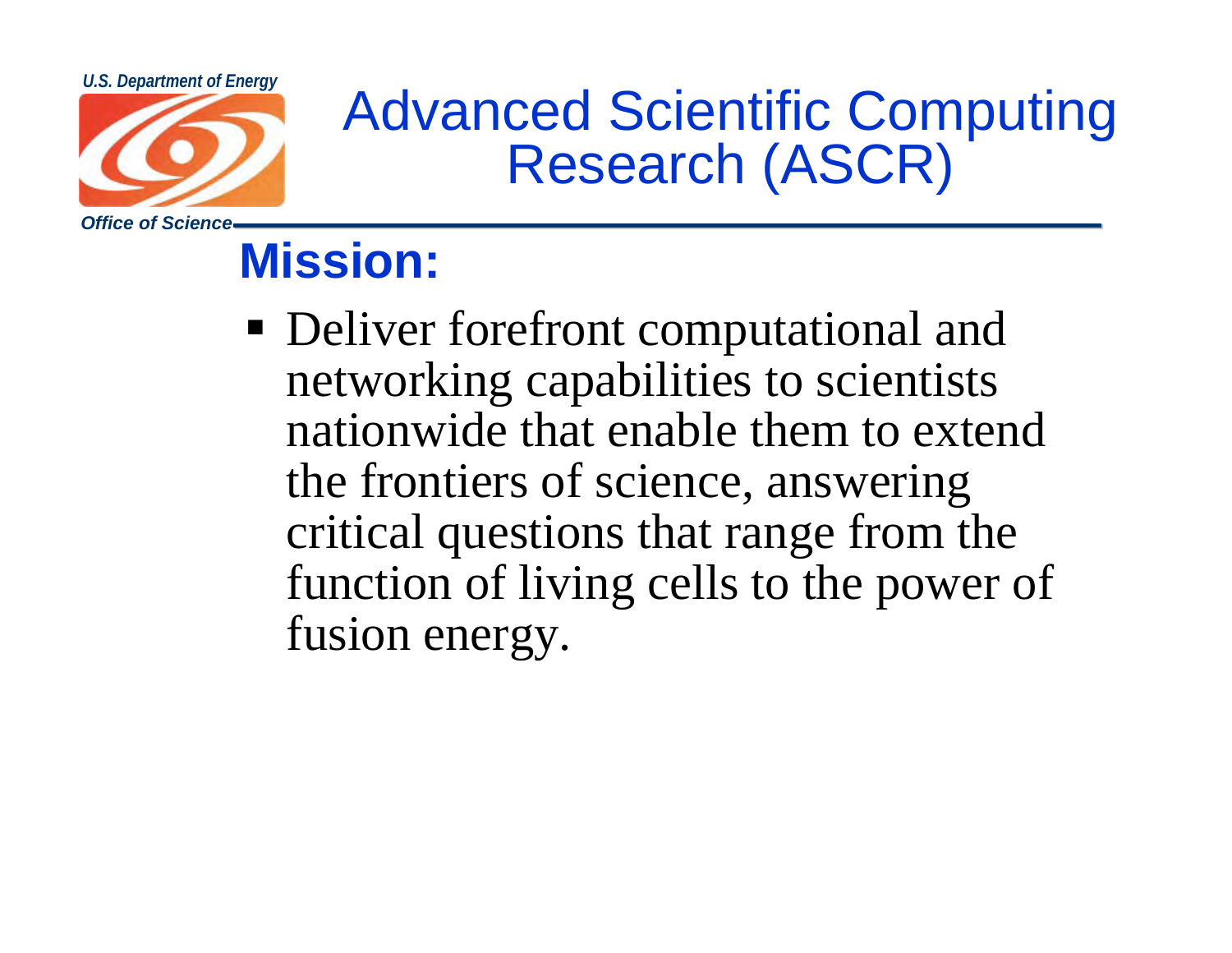# Advanced Scientific Computing Research (ASCR)

## Mission:

- Deliver forefront computational and networking capabilities to scientists nationwide that enable them to extend the frontiers of science, answering critical questions that range from the function of living cells to the power of fusion energy.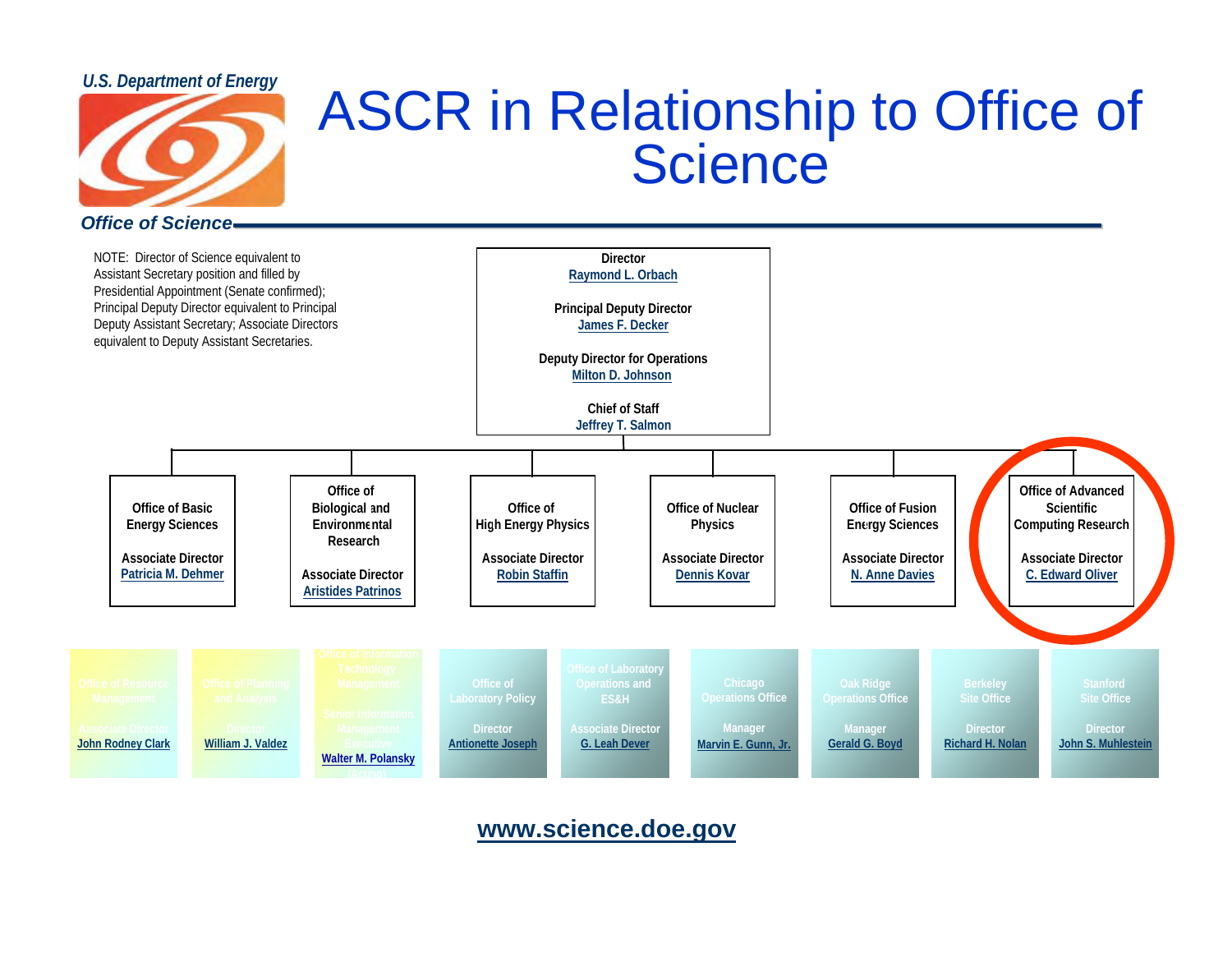U.S. Department of Energy

# ASCR in Relationship to Office of Science

*Office of Science*

NOTE: Director of Science equivalent to Assistant Secretary position and filled by Presidential Appointment (Senate confirmed); Principal Deputy Director equivalent to Principal Deputy Assistant Secretary; Associate Directors equivalent to Deputy Assistant Secretaries.

**Director**
Raymond L. Orbach

**Principal Deputy Director**
James F. Decker

**Deputy Director for Operations**
Milton D. Johnson

**Chief of Staff**
Jeffrey T. Salmon

| Office | Associate Director |
| --- | --- |
| Office of Basic Energy Sciences | Patricia M. Dehmer |
| Office of Biological and Environmental Research | Aristides Patrinos |
| Office of High Energy Physics | Robin Staffin |
| Office of Nuclear Physics | Dennis Kovar |
| Office of Fusion Energy Sciences | N. Anne Davies |
| Office of Advanced Scientific Computing Research | C. Edward Oliver |

| Office | Title | Name |
| --- | --- | --- |
| Office of Resource Management | Associate Director | John Rodney Clark |
| Office of Planning and Analysis | Director | William J. Valdez |
| Office of Information Technology Management | Senior Information Management Executive | Walter M. Polansky (Acting) |
| Office of Laboratory Policy | Director | Antionette Joseph |
| Office of Laboratory Operations and ES&H | Associate Director | G. Leah Dever |
| Chicago Operations Office | Manager | Marvin E. Gunn, Jr. |
| Oak Ridge Operations Office | Manager | Gerald G. Boyd |
| Berkeley Site Office | Director | Richard H. Nolan |
| Stanford Site Office | Director | John S. Muhlestein |

www.science.doe.gov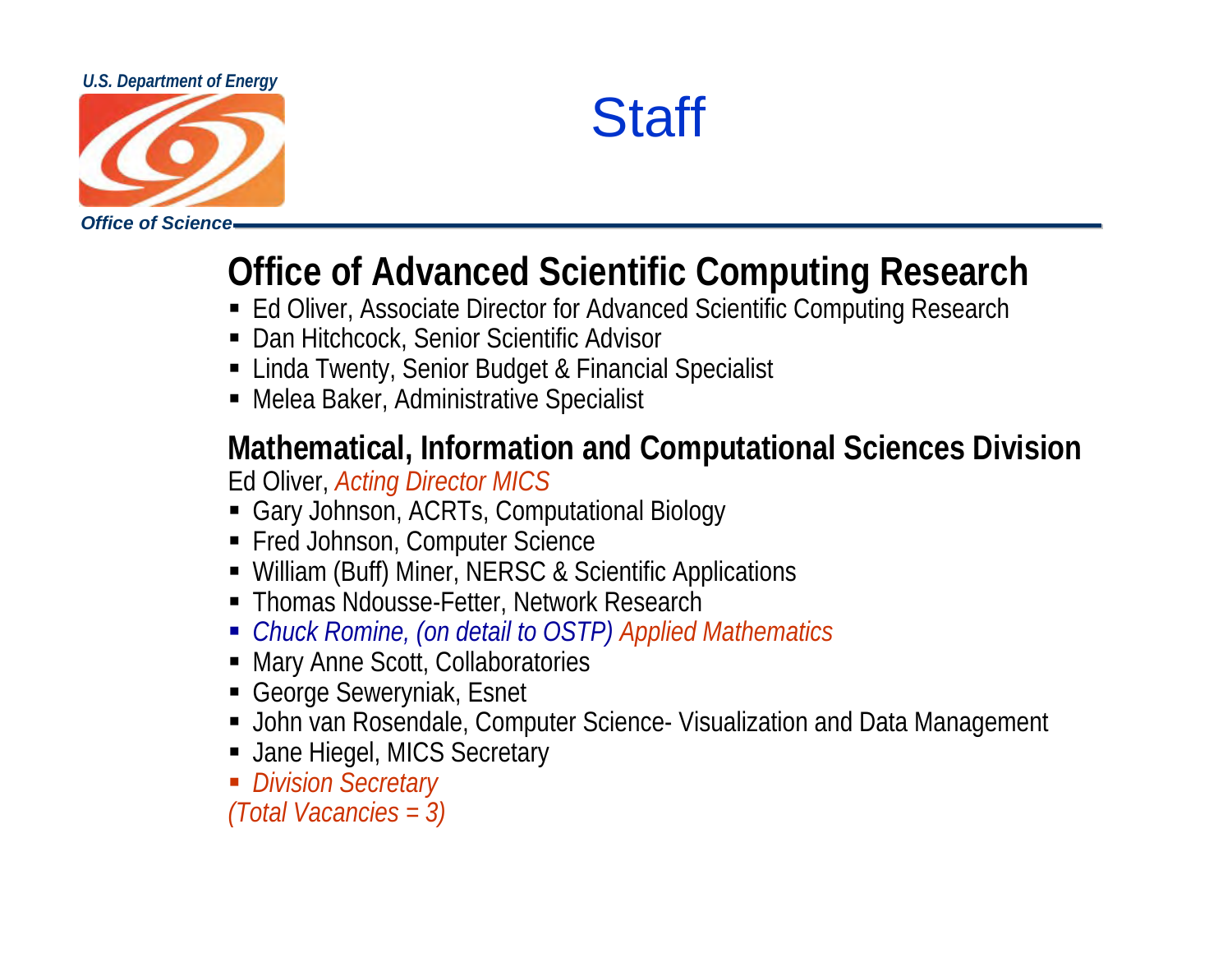# Staff

## Office of Advanced Scientific Computing Research

- Ed Oliver, Associate Director for Advanced Scientific Computing Research
- Dan Hitchcock, Senior Scientific Advisor
- Linda Twenty, Senior Budget & Financial Specialist
- Melea Baker, Administrative Specialist

## Mathematical, Information and Computational Sciences Division

Ed Oliver, *Acting Director MICS*

- Gary Johnson, ACRTs, Computational Biology
- Fred Johnson, Computer Science
- William (Buff) Miner, NERSC & Scientific Applications
- Thomas Ndousse-Fetter, Network Research
- *Chuck Romine, (on detail to OSTP) Applied Mathematics*
- Mary Anne Scott, Collaboratories
- George Seweryniak, Esnet
- John van Rosendale, Computer Science- Visualization and Data Management
- Jane Hiegel, MICS Secretary
- *Division Secretary*

*(Total Vacancies = 3)*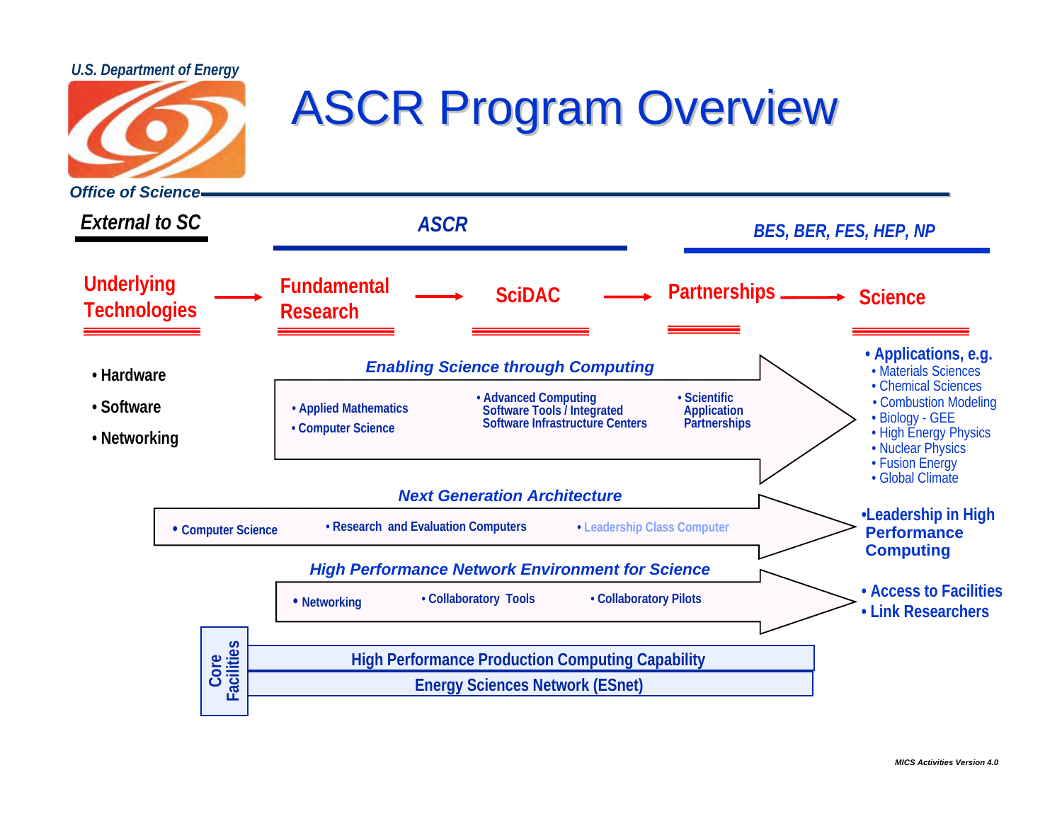# ASCR Program Overview

U.S. Department of Energy
Office of Science

| *External to SC* | *ASCR* | | | *BES, BER, FES, HEP, NP* |
|---|---|---|---|---|
| Underlying Technologies → | Fundamental Research → | SciDAC → | Partnerships → | Science |

**Underlying Technologies**

- Hardware
- Software
- Networking

***Enabling Science through Computing***

- Applied Mathematics
- Computer Science
- Advanced Computing Software Tools / Integrated Software Infrastructure Centers
- Scientific Application Partnerships

→ **Applications, e.g.**
- Materials Sciences
- Chemical Sciences
- Combustion Modeling
- Biology - GEE
- High Energy Physics
- Nuclear Physics
- Fusion Energy
- Global Climate

***Next Generation Architecture***

- Computer Science
- Research and Evaluation Computers
- Leadership Class Computer

→ **Leadership in High Performance Computing**

***High Performance Network Environment for Science***

- Networking
- Collaboratory Tools
- Collaboratory Pilots

→
- **Access to Facilities**
- **Link Researchers**

**Core Facilities**
- High Performance Production Computing Capability
- Energy Sciences Network (ESnet)

*MICS Activities Version 4.0*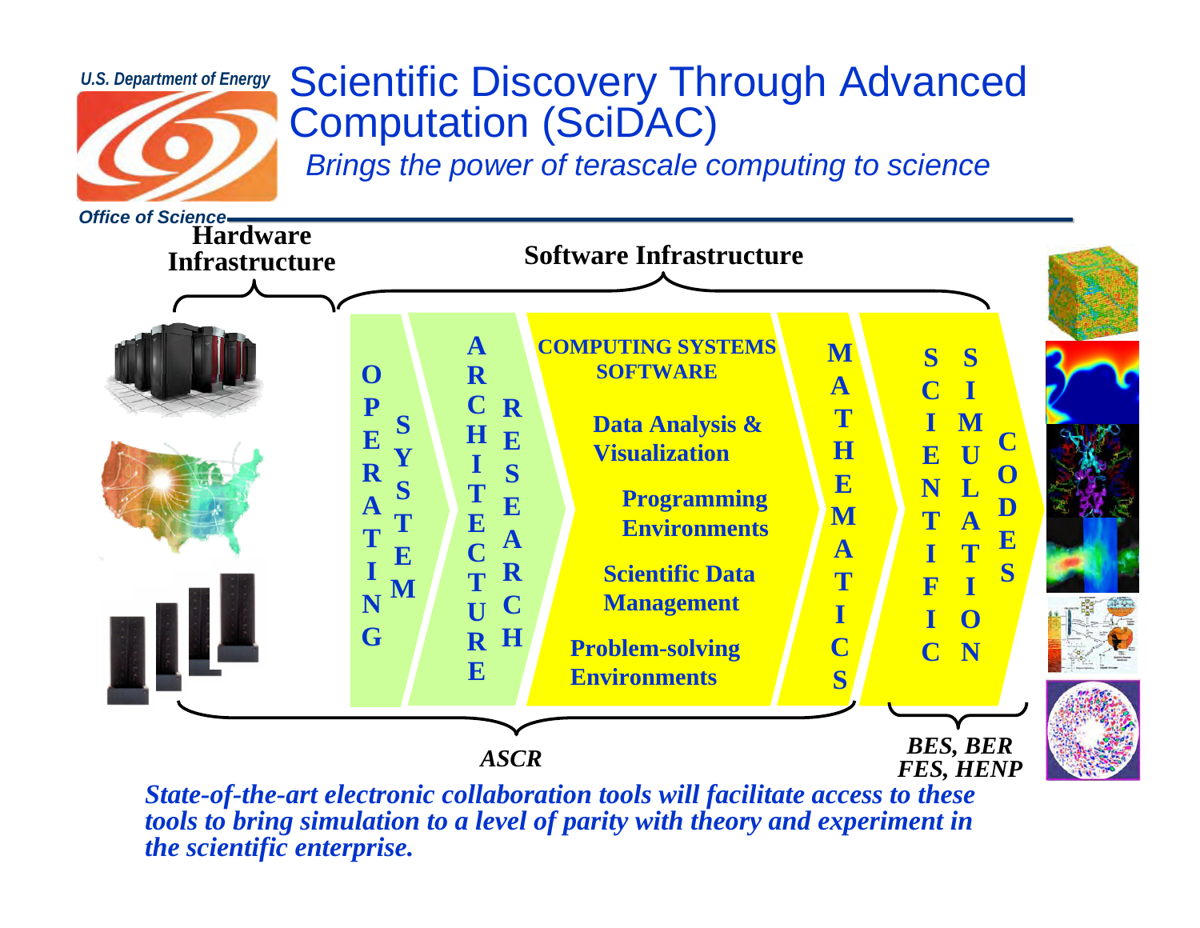U.S. Department of Energy

Office of Science

# Scientific Discovery Through Advanced Computation (SciDAC)

*Brings the power of terascale computing to science*

**Hardware Infrastructure**

**Software Infrastructure**

**OPERATING SYSTEM**

**ARCHITECTURE RESEARCH**

**COMPUTING SYSTEMS SOFTWARE**

**Data Analysis & Visualization**

**Programming Environments**

**Scientific Data Management**

**Problem-solving Environments**

**MATHEMATICS**

**SCIENTIFIC SIMULATION CODES**

***ASCR***

***BES, BER FES, HENP***

***State-of-the-art electronic collaboration tools will facilitate access to these tools to bring simulation to a level of parity with theory and experiment in the scientific enterprise.***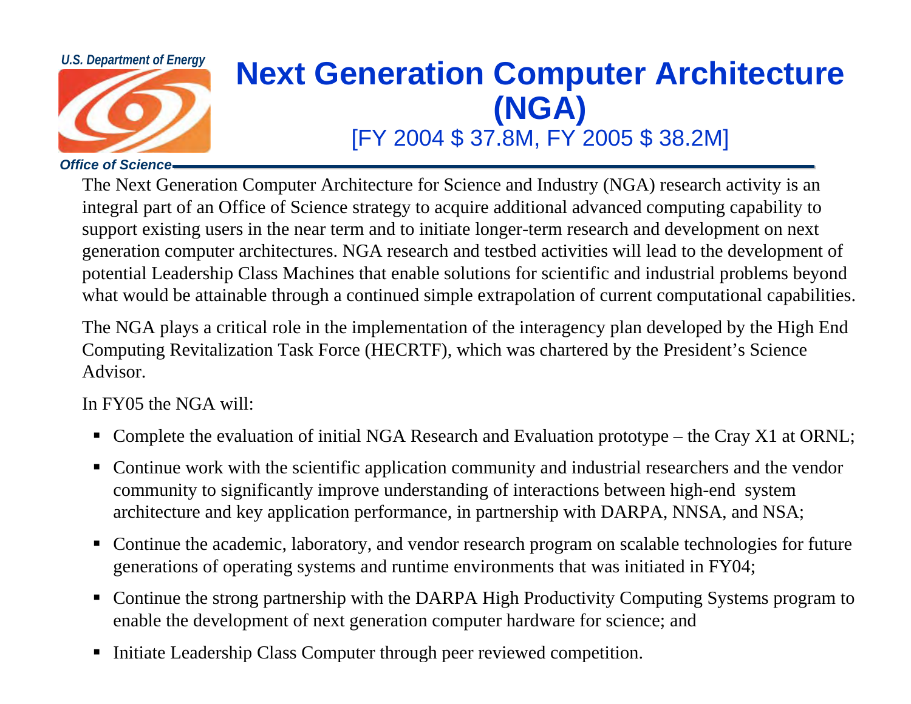# Next Generation Computer Architecture (NGA)

[FY 2004 $ 37.8M, FY 2005 $ 38.2M]

The Next Generation Computer Architecture for Science and Industry (NGA) research activity is an integral part of an Office of Science strategy to acquire additional advanced computing capability to support existing users in the near term and to initiate longer-term research and development on next generation computer architectures. NGA research and testbed activities will lead to the development of potential Leadership Class Machines that enable solutions for scientific and industrial problems beyond what would be attainable through a continued simple extrapolation of current computational capabilities.

The NGA plays a critical role in the implementation of the interagency plan developed by the High End Computing Revitalization Task Force (HECRTF), which was chartered by the President's Science Advisor.

In FY05 the NGA will:

- Complete the evaluation of initial NGA Research and Evaluation prototype – the Cray X1 at ORNL;
- Continue work with the scientific application community and industrial researchers and the vendor community to significantly improve understanding of interactions between high-end system architecture and key application performance, in partnership with DARPA, NNSA, and NSA;
- Continue the academic, laboratory, and vendor research program on scalable technologies for future generations of operating systems and runtime environments that was initiated in FY04;
- Continue the strong partnership with the DARPA High Productivity Computing Systems program to enable the development of next generation computer hardware for science; and
- Initiate Leadership Class Computer through peer reviewed competition.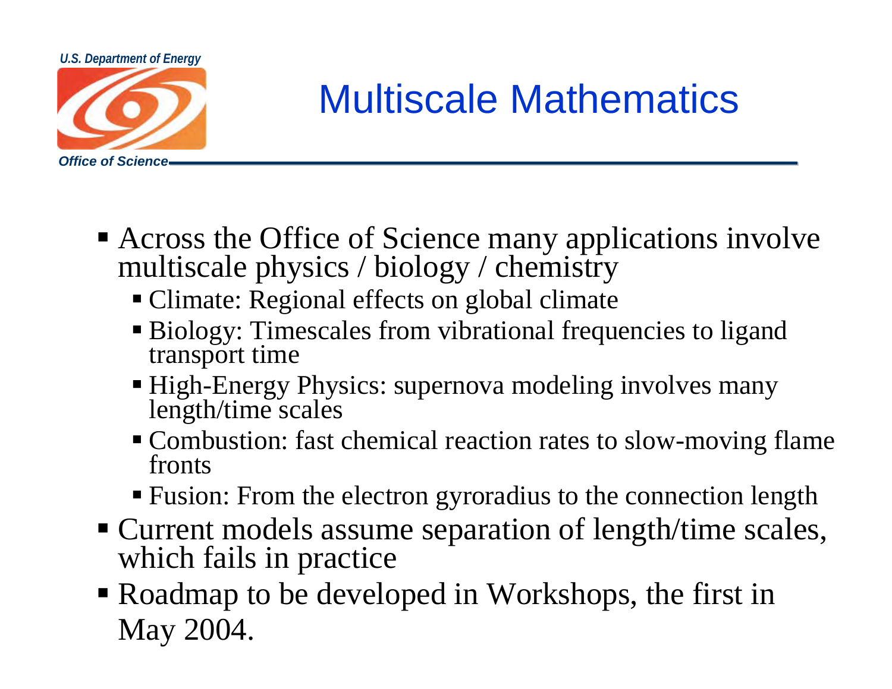# Multiscale Mathematics

- Across the Office of Science many applications involve multiscale physics / biology / chemistry
  - Climate: Regional effects on global climate
  - Biology: Timescales from vibrational frequencies to ligand transport time
  - High-Energy Physics: supernova modeling involves many length/time scales
  - Combustion: fast chemical reaction rates to slow-moving flame fronts
  - Fusion: From the electron gyroradius to the connection length
- Current models assume separation of length/time scales, which fails in practice
- Roadmap to be developed in Workshops, the first in May 2004.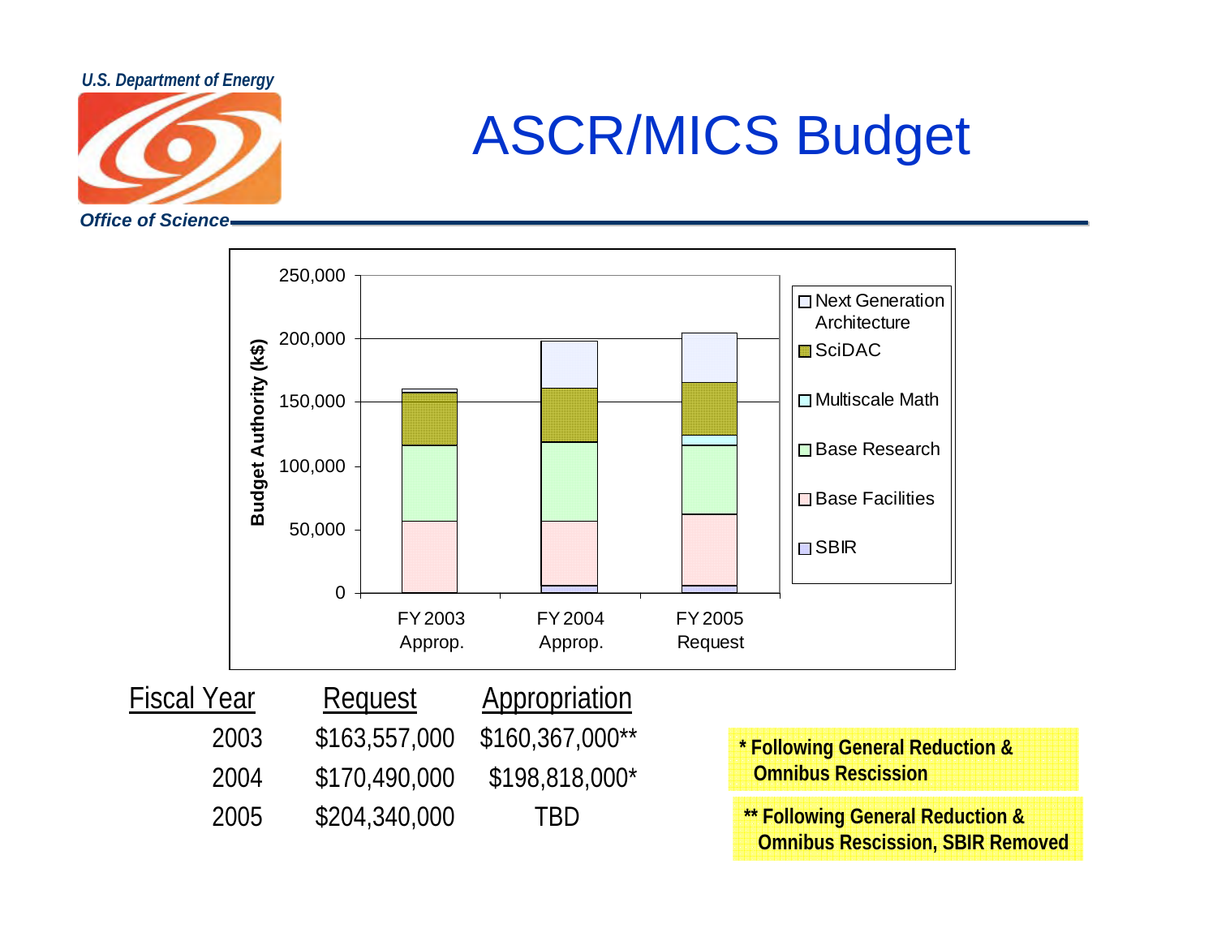*U.S. Department of Energy*

*Office of Science*

# ASCR/MICS Budget

| Fiscal Year | Request | Appropriation |
|---|---|---|
| 2003 | $163,557,000 | $160,367,000** |
| 2004 | $170,490,000 | $198,818,000* |
| 2005 | $204,340,000 | TBD |

**\* Following General Reduction & Omnibus Rescission**

**\*\* Following General Reduction & Omnibus Rescission, SBIR Removed**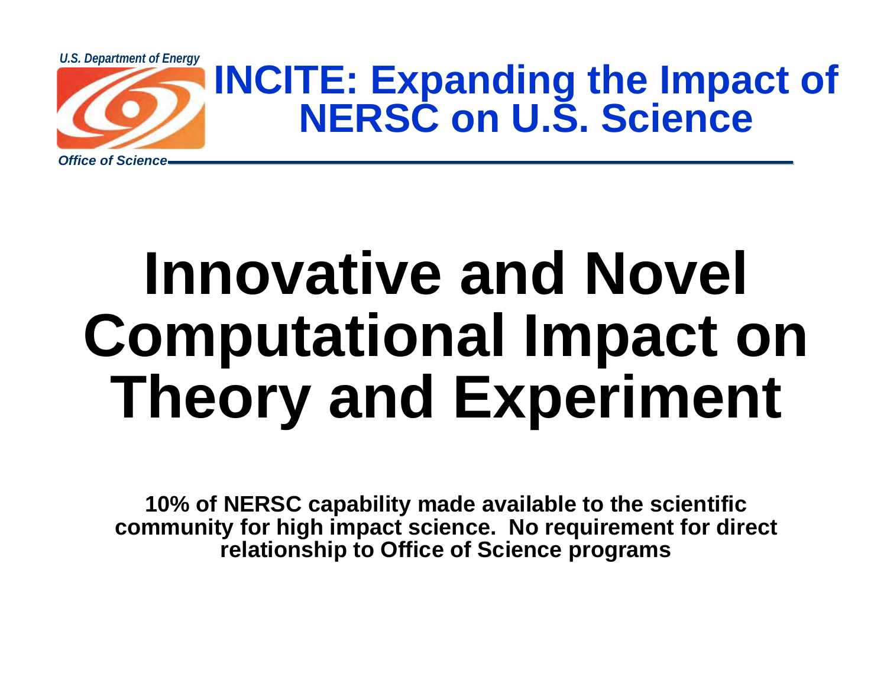*U.S. Department of Energy*

# INCITE: Expanding the Impact of NERSC on U.S. Science

*Office of Science*

# Innovative and Novel Computational Impact on Theory and Experiment

**10% of NERSC capability made available to the scientific community for high impact science. No requirement for direct relationship to Office of Science programs**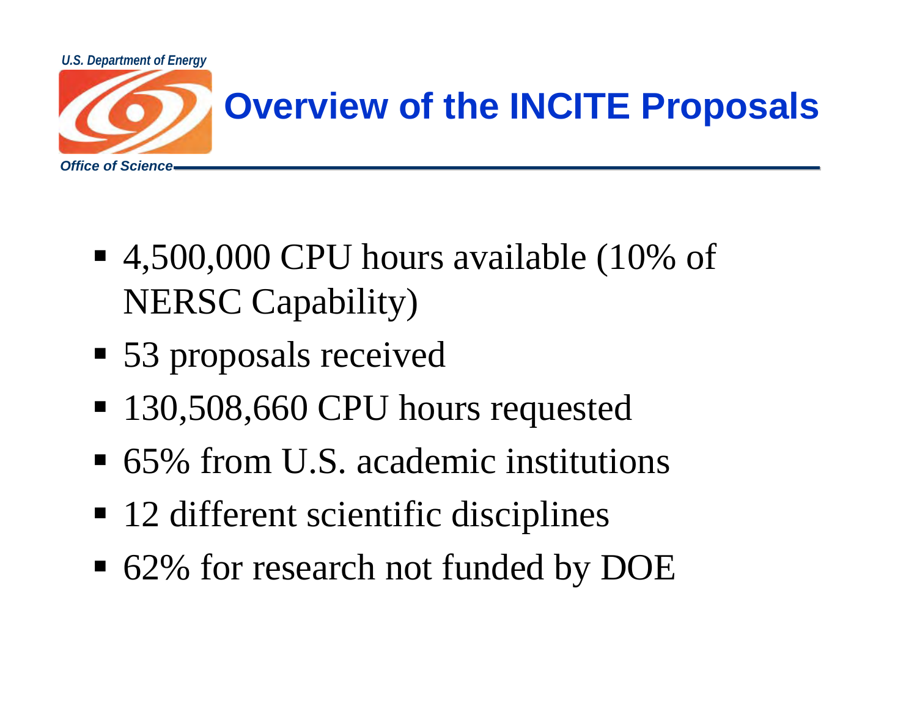# Overview of the INCITE Proposals

- 4,500,000 CPU hours available (10% of NERSC Capability)
- 53 proposals received
- 130,508,660 CPU hours requested
- 65% from U.S. academic institutions
- 12 different scientific disciplines
- 62% for research not funded by DOE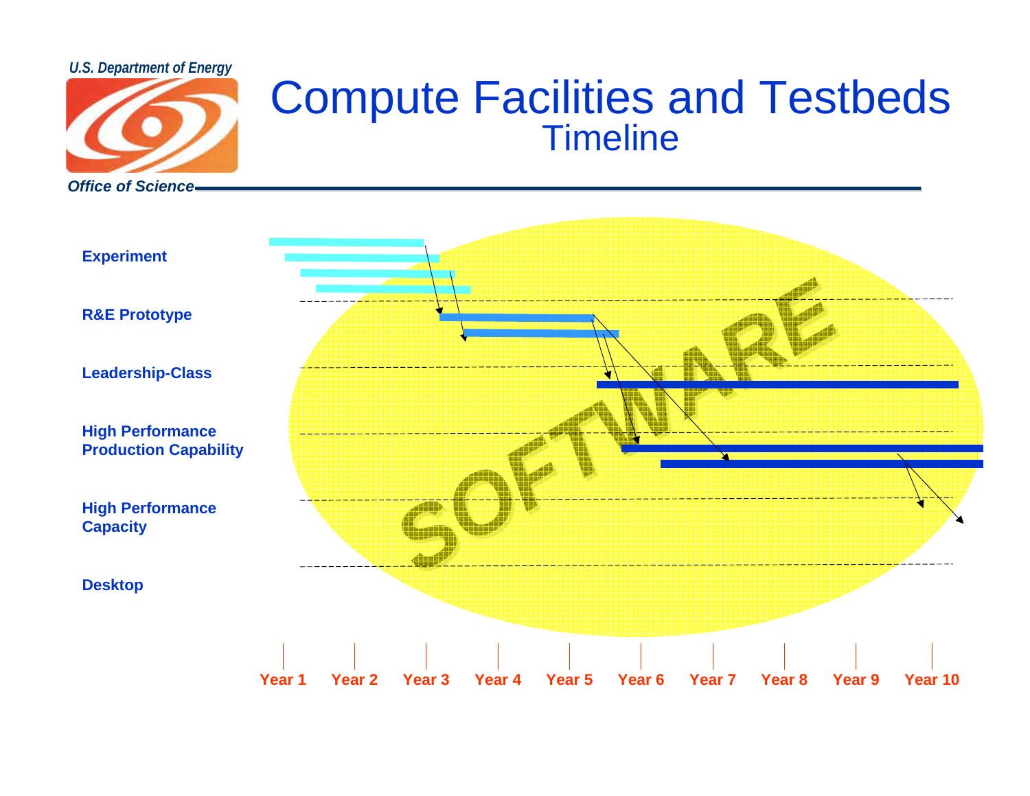# Compute Facilities and Testbeds

## Timeline

- Experiment
- R&E Prototype
- Leadership-Class
- High Performance Production Capability
- High Performance Capacity
- Desktop

SOFTWARE

Year 1 | Year 2 | Year 3 | Year 4 | Year 5 | Year 6 | Year 7 | Year 8 | Year 9 | Year 10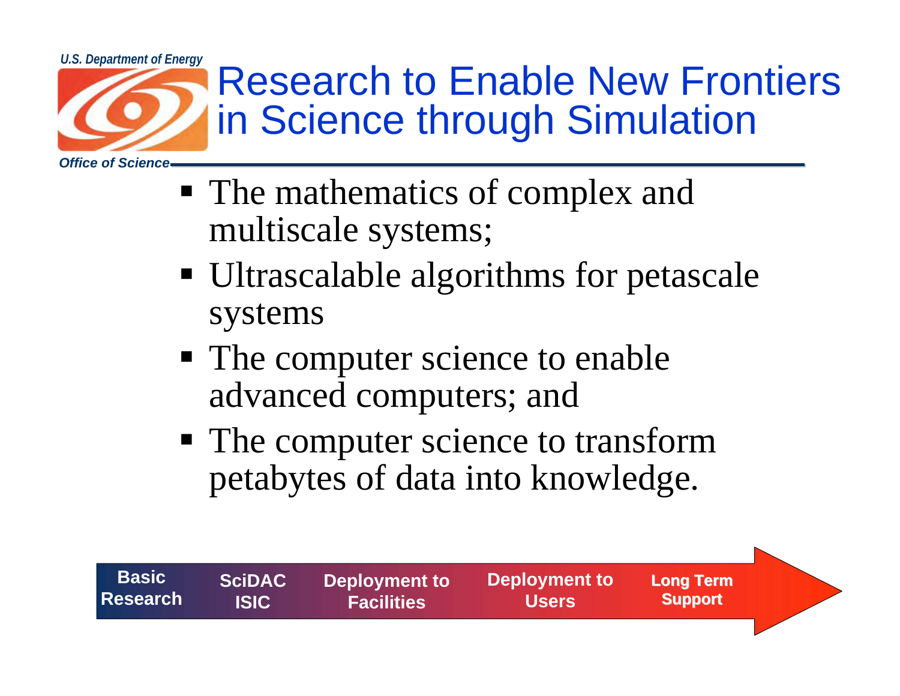U.S. Department of Energy

Office of Science

# Research to Enable New Frontiers in Science through Simulation

- The mathematics of complex and multiscale systems;
- Ultrascalable algorithms for petascale systems
- The computer science to enable advanced computers; and
- The computer science to transform petabytes of data into knowledge.

**Basic Research** → **SciDAC ISIC** → **Deployment to Facilities** → **Deployment to Users** → **Long Term Support**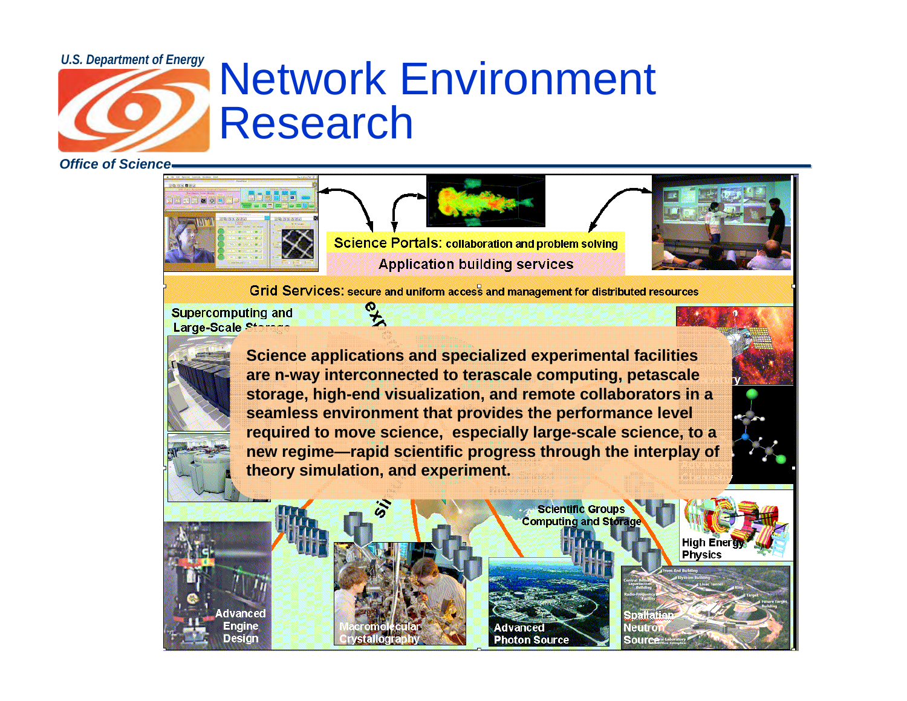# Network Environment Research

Science Portals: collaboration and problem solving

Application building services

Grid Services: secure and uniform access and management for distributed resources

Supercomputing and Large-Scale Storage

**Science applications and specialized experimental facilities are n-way interconnected to terascale computing, petascale storage, high-end visualization, and remote collaborators in a seamless environment that provides the performance level required to move science, especially large-scale science, to a new regime—rapid scientific progress through the interplay of theory simulation, and experiment.**

Scientific Groups Computing and Storage

High Energy Physics

Advanced Engine Design

Macromolecular Crystallography

Advanced Photon Source

Spallation Neutron Source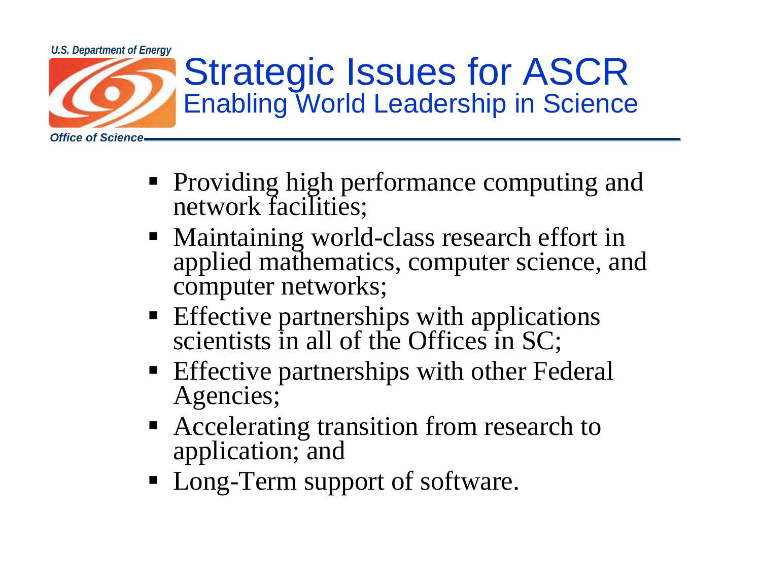# Strategic Issues for ASCR

## Enabling World Leadership in Science

- Providing high performance computing and network facilities;
- Maintaining world-class research effort in applied mathematics, computer science, and computer networks;
- Effective partnerships with applications scientists in all of the Offices in SC;
- Effective partnerships with other Federal Agencies;
- Accelerating transition from research to application; and
- Long-Term support of software.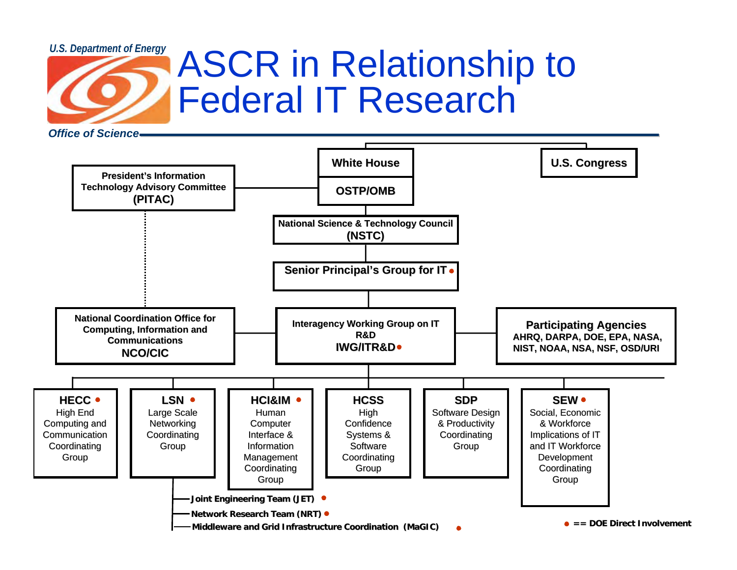U.S. Department of Energy

Office of Science

# ASCR in Relationship to Federal IT Research

**White House**

**OSTP/OMB**

**U.S. Congress**

**President's Information Technology Advisory Committee (PITAC)**

**National Science & Technology Council (NSTC)**

**Senior Principal's Group for IT** •

**National Coordination Office for Computing, Information and Communications NCO/CIC**

**Interagency Working Group on IT R&D IWG/ITR&D** •

**Participating Agencies**
**AHRQ, DARPA, DOE, EPA, NASA, NIST, NOAA, NSA, NSF, OSD/URI**

- **HECC** • High End Computing and Communication Coordinating Group
- **LSN** • Large Scale Networking Coordinating Group
  - **Joint Engineering Team (JET)** •
  - **Network Research Team (NRT)** •
  - **Middleware and Grid Infrastructure Coordination (MaGIC)** •
- **HCI&IM** • Human Computer Interface & Information Management Coordinating Group
- **HCSS** High Confidence Systems & Software Coordinating Group
- **SDP** Software Design & Productivity Coordinating Group
- **SEW** • Social, Economic & Workforce Implications of IT and IT Workforce Development Coordinating Group

• == DOE Direct Involvement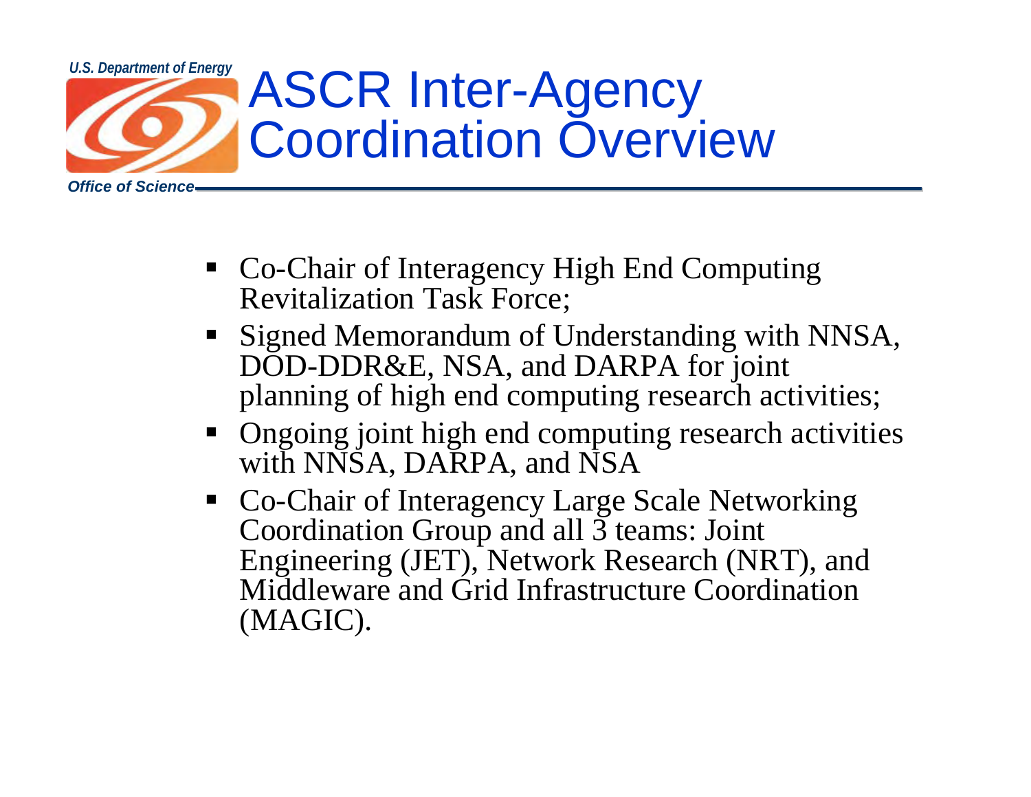# ASCR Inter-Agency Coordination Overview

- Co-Chair of Interagency High End Computing Revitalization Task Force;
- Signed Memorandum of Understanding with NNSA, DOD-DDR&E, NSA, and DARPA for joint planning of high end computing research activities;
- Ongoing joint high end computing research activities with NNSA, DARPA, and NSA
- Co-Chair of Interagency Large Scale Networking Coordination Group and all 3 teams: Joint Engineering (JET), Network Research (NRT), and Middleware and Grid Infrastructure Coordination (MAGIC).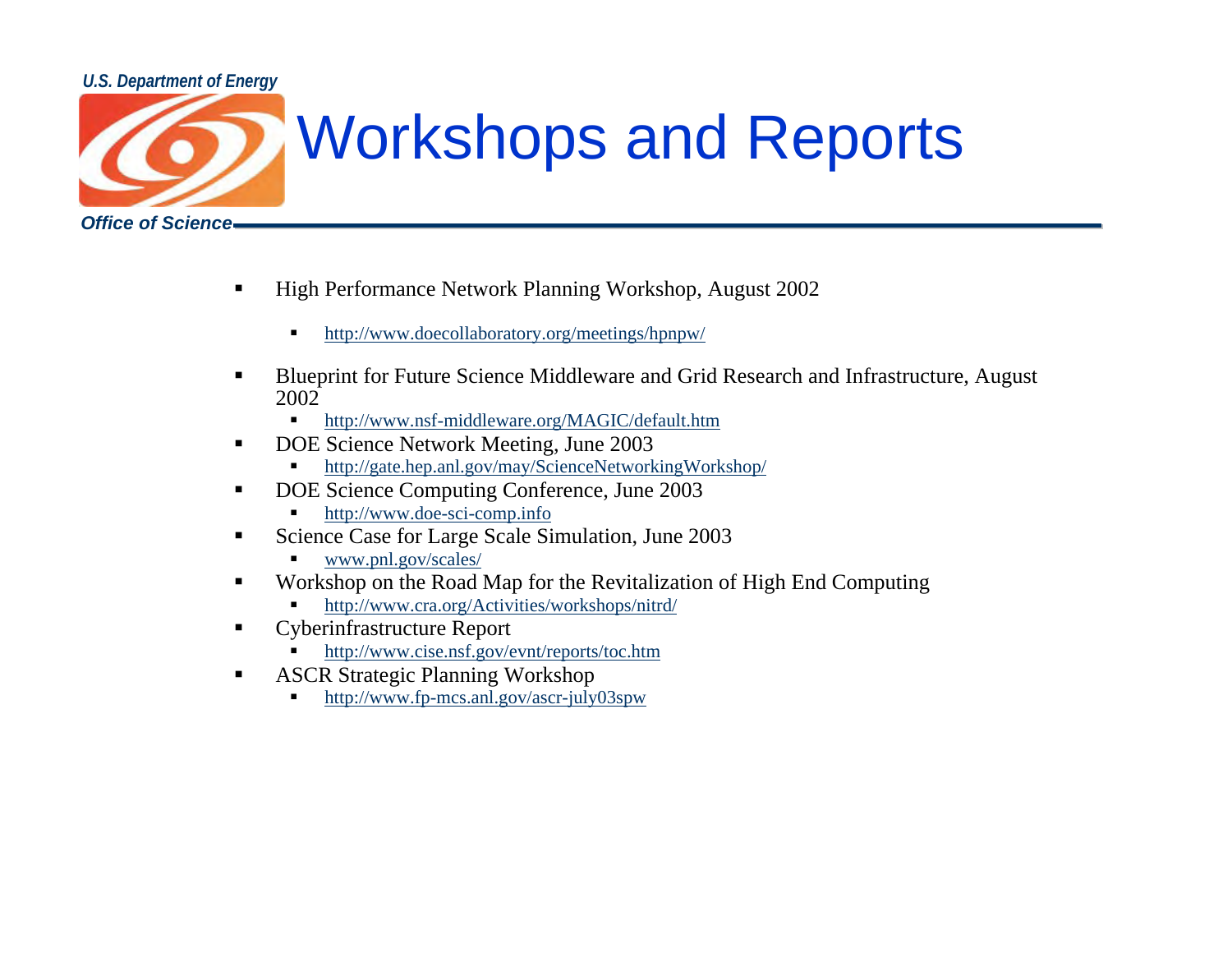# Workshops and Reports

- High Performance Network Planning Workshop, August 2002
  - http://www.doecollaboratory.org/meetings/hpnpw/
- Blueprint for Future Science Middleware and Grid Research and Infrastructure, August 2002
  - http://www.nsf-middleware.org/MAGIC/default.htm
- DOE Science Network Meeting, June 2003
  - http://gate.hep.anl.gov/may/ScienceNetworkingWorkshop/
- DOE Science Computing Conference, June 2003
  - http://www.doe-sci-comp.info
- Science Case for Large Scale Simulation, June 2003
  - www.pnl.gov/scales/
- Workshop on the Road Map for the Revitalization of High End Computing
  - http://www.cra.org/Activities/workshops/nitrd/
- Cyberinfrastructure Report
  - http://www.cise.nsf.gov/evnt/reports/toc.htm
- ASCR Strategic Planning Workshop
  - http://www.fp-mcs.anl.gov/ascr-july03spw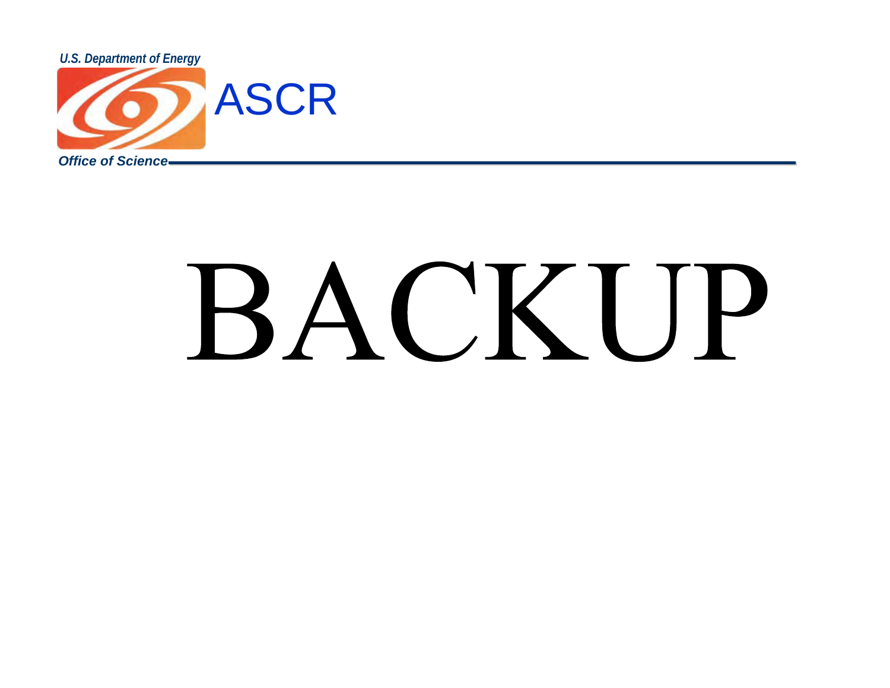# BACKUP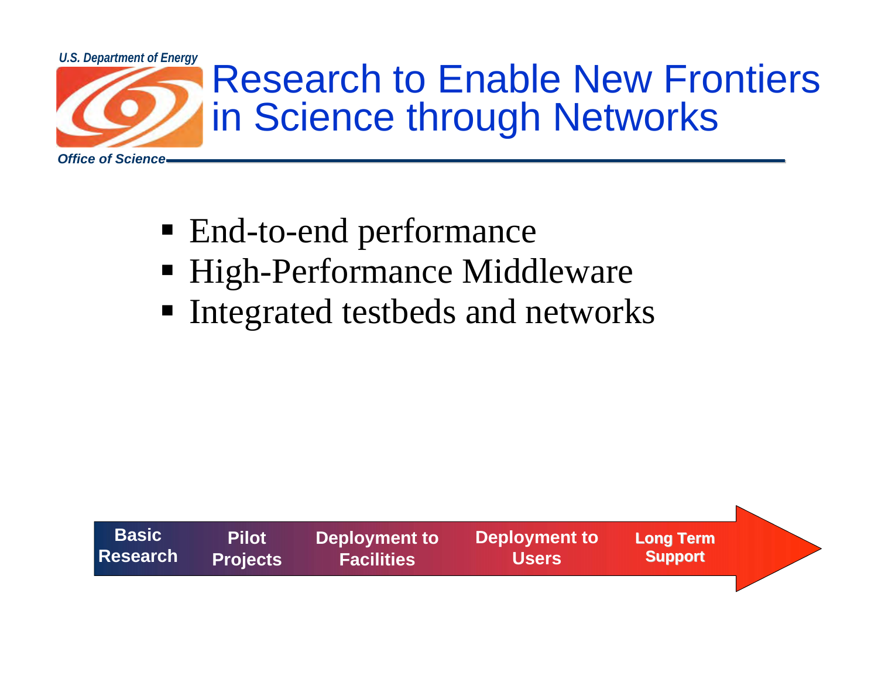# Research to Enable New Frontiers in Science through Networks

- End-to-end performance
- High-Performance Middleware
- Integrated testbeds and networks

Basic Research → Pilot Projects → Deployment to Facilities → Deployment to Users → Long Term Support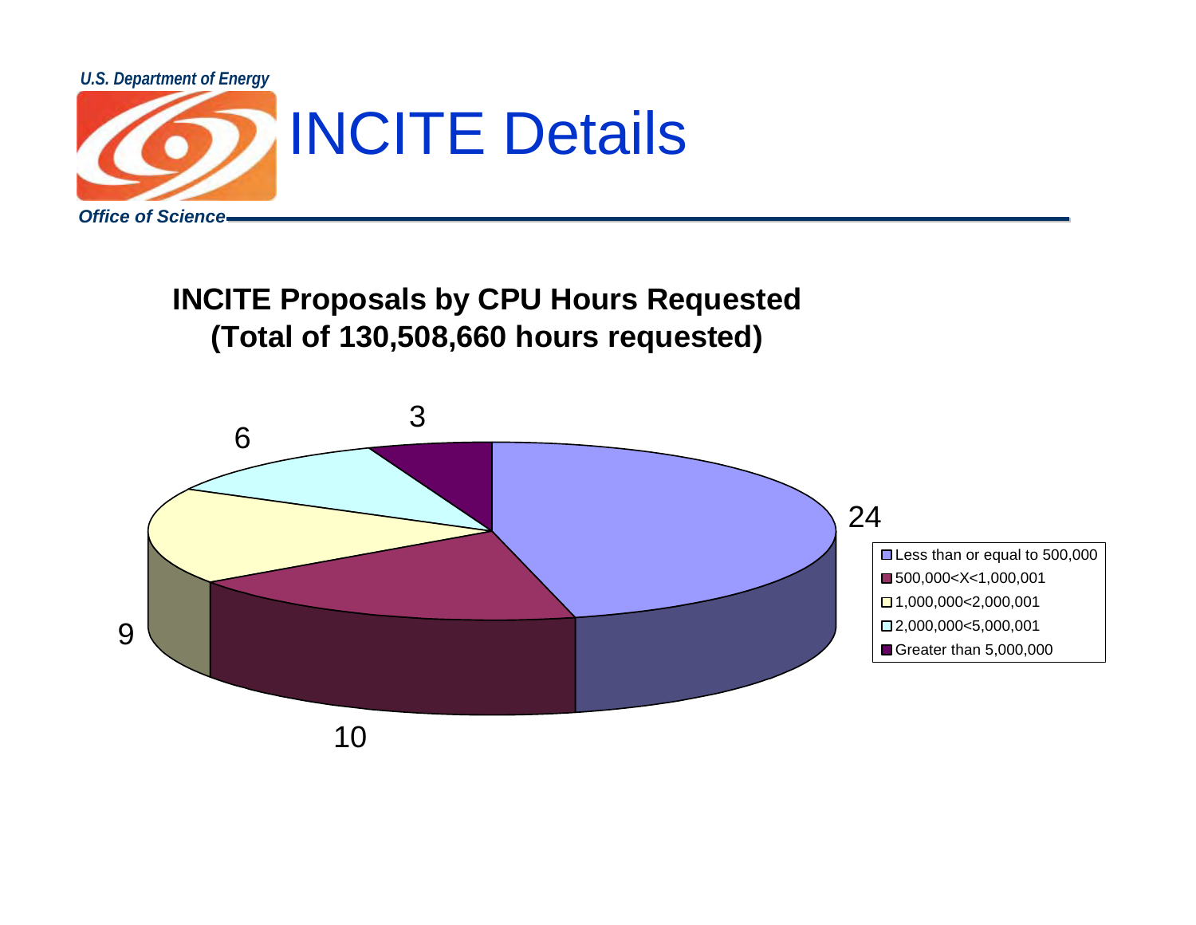# INCITE Details

**INCITE Proposals by CPU Hours Requested**
**(Total of 130,508,660 hours requested)**

| CPU Hours Requested | Number of Proposals |
|---|---|
| Less than or equal to 500,000 | 24 |
| 500,000<X<1,000,001 | 10 |
| 1,000,000<2,000,001 | 9 |
| 2,000,000<5,000,001 | 6 |
| Greater than 5,000,000 | 3 |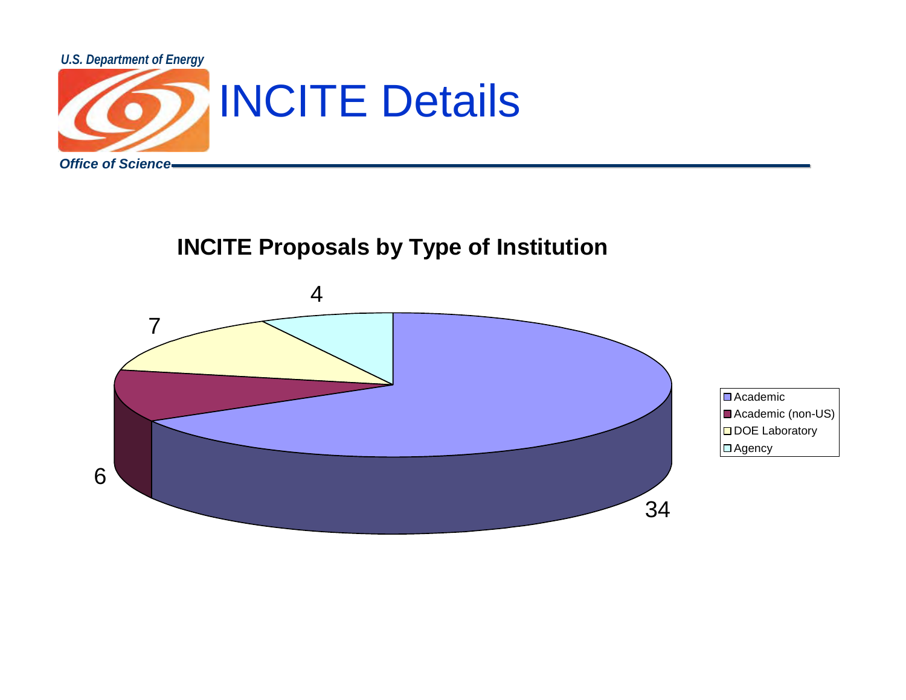# INCITE Details

## INCITE Proposals by Type of Institution

| Type of Institution | Proposals |
|---|---|
| Academic | 34 |
| Academic (non-US) | 6 |
| DOE Laboratory | 7 |
| Agency | 4 |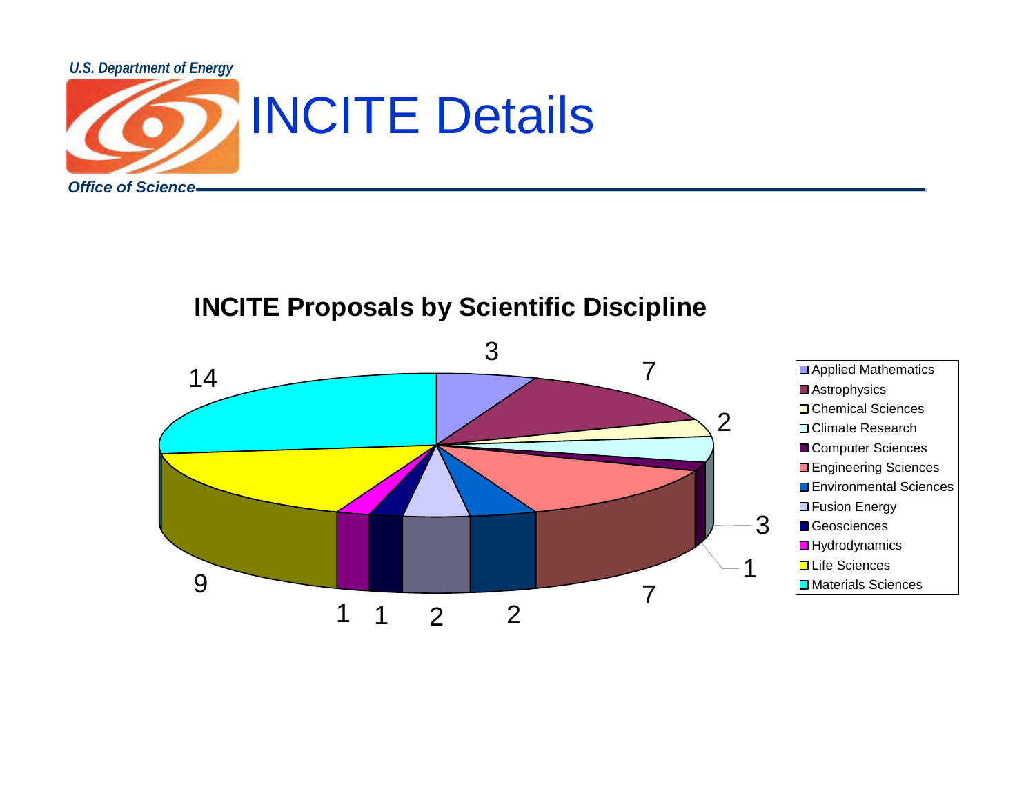# INCITE Details

## INCITE Proposals by Scientific Discipline

| Discipline | Proposals |
| --- | --- |
| Applied Mathematics | 3 |
| Astrophysics | 7 |
| Chemical Sciences | 2 |
| Climate Research | 3 |
| Computer Sciences | 1 |
| Engineering Sciences | 7 |
| Environmental Sciences | 2 |
| Fusion Energy | 2 |
| Geosciences | 1 |
| Hydrodynamics | 1 |
| Life Sciences | 9 |
| Materials Sciences | 14 |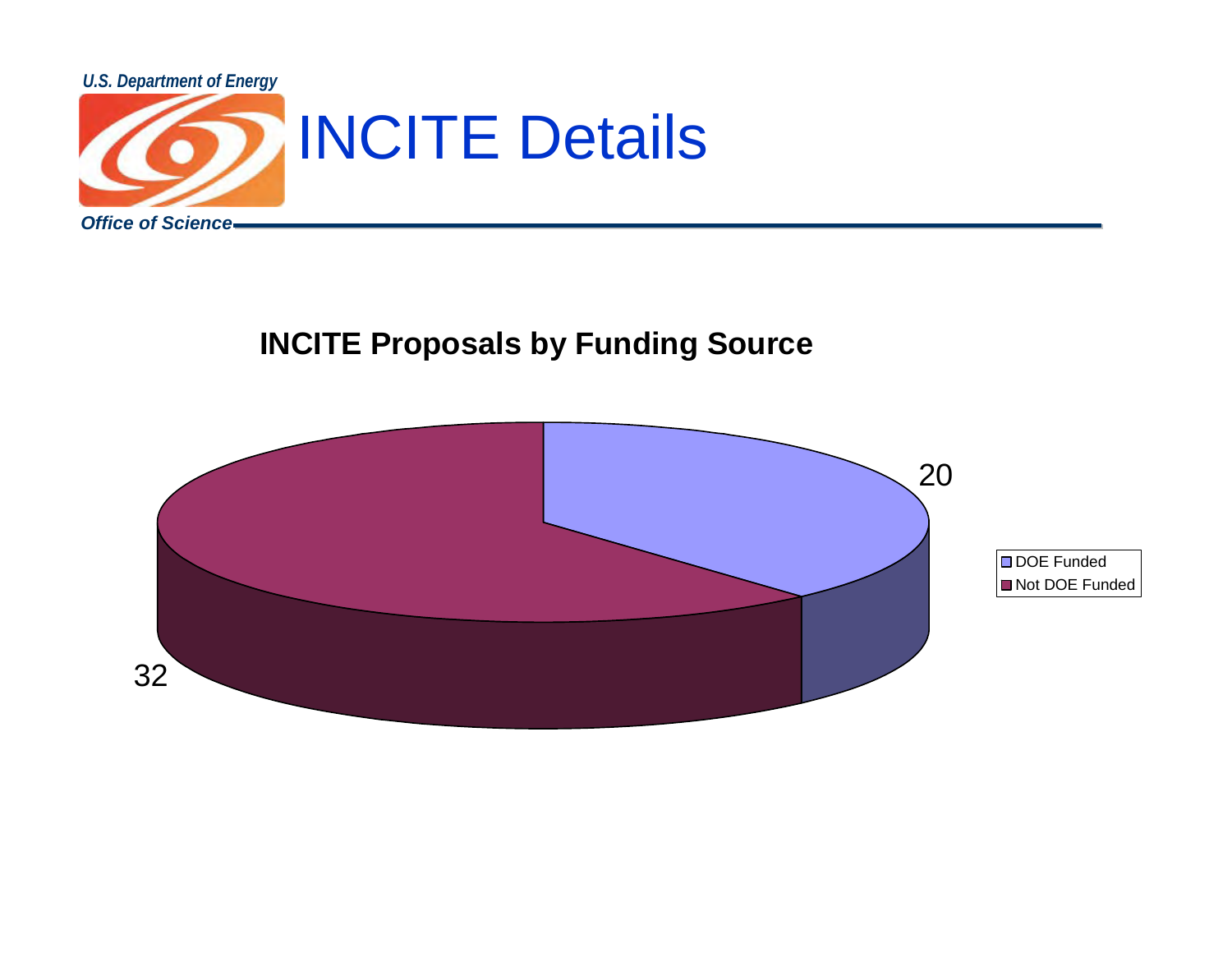# INCITE Details

## INCITE Proposals by Funding Source

| Funding Source | Proposals |
|---|---|
| DOE Funded | 20 |
| Not DOE Funded | 32 |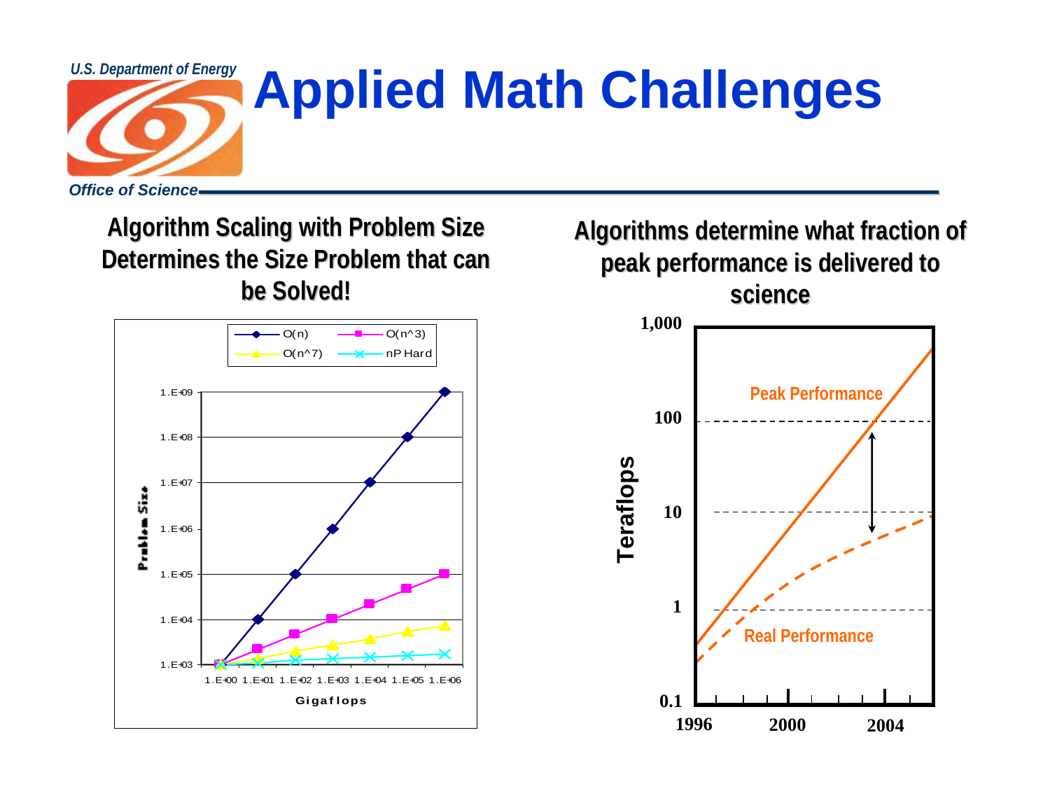# Applied Math Challenges

**Algorithm Scaling with Problem Size Determines the Size Problem that can be Solved!**

**Algorithms determine what fraction of peak performance is delivered to science**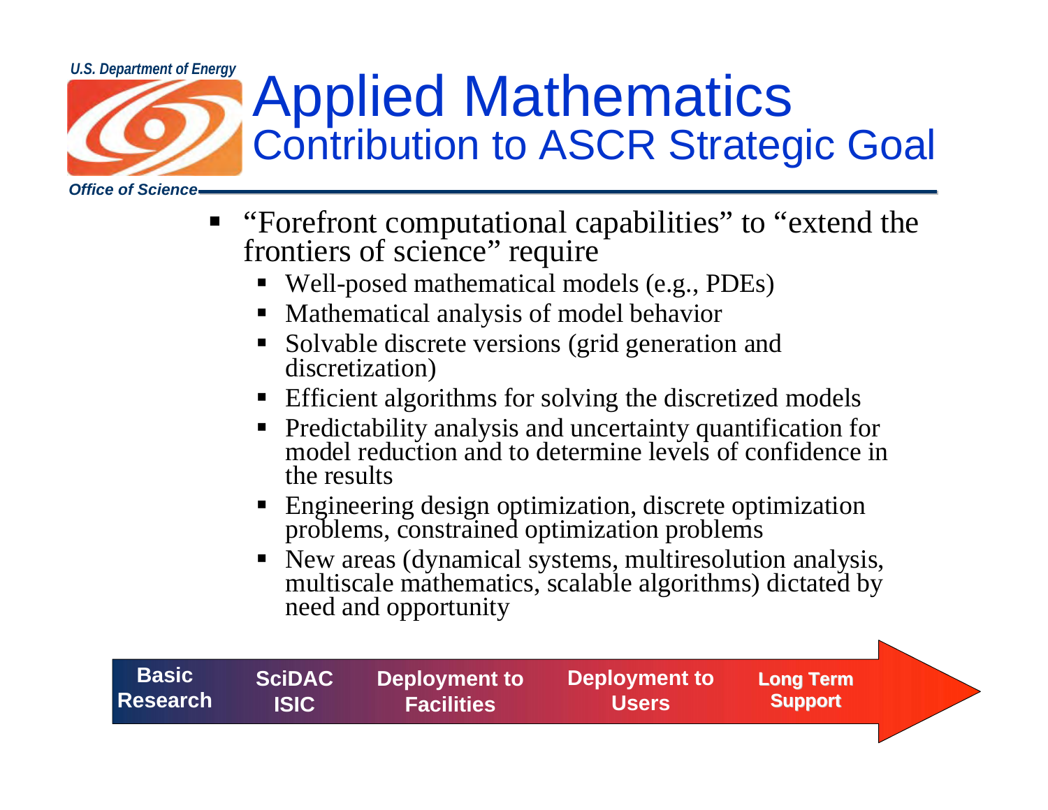# Applied Mathematics

## Contribution to ASCR Strategic Goal

- "Forefront computational capabilities" to "extend the frontiers of science" require
  - Well-posed mathematical models (e.g., PDEs)
  - Mathematical analysis of model behavior
  - Solvable discrete versions (grid generation and discretization)
  - Efficient algorithms for solving the discretized models
  - Predictability analysis and uncertainty quantification for model reduction and to determine levels of confidence in the results
  - Engineering design optimization, discrete optimization problems, constrained optimization problems
  - New areas (dynamical systems, multiresolution analysis, multiscale mathematics, scalable algorithms) dictated by need and opportunity

**Basic Research** → **SciDAC ISIC** → **Deployment to Facilities** → **Deployment to Users** → **Long Term Support**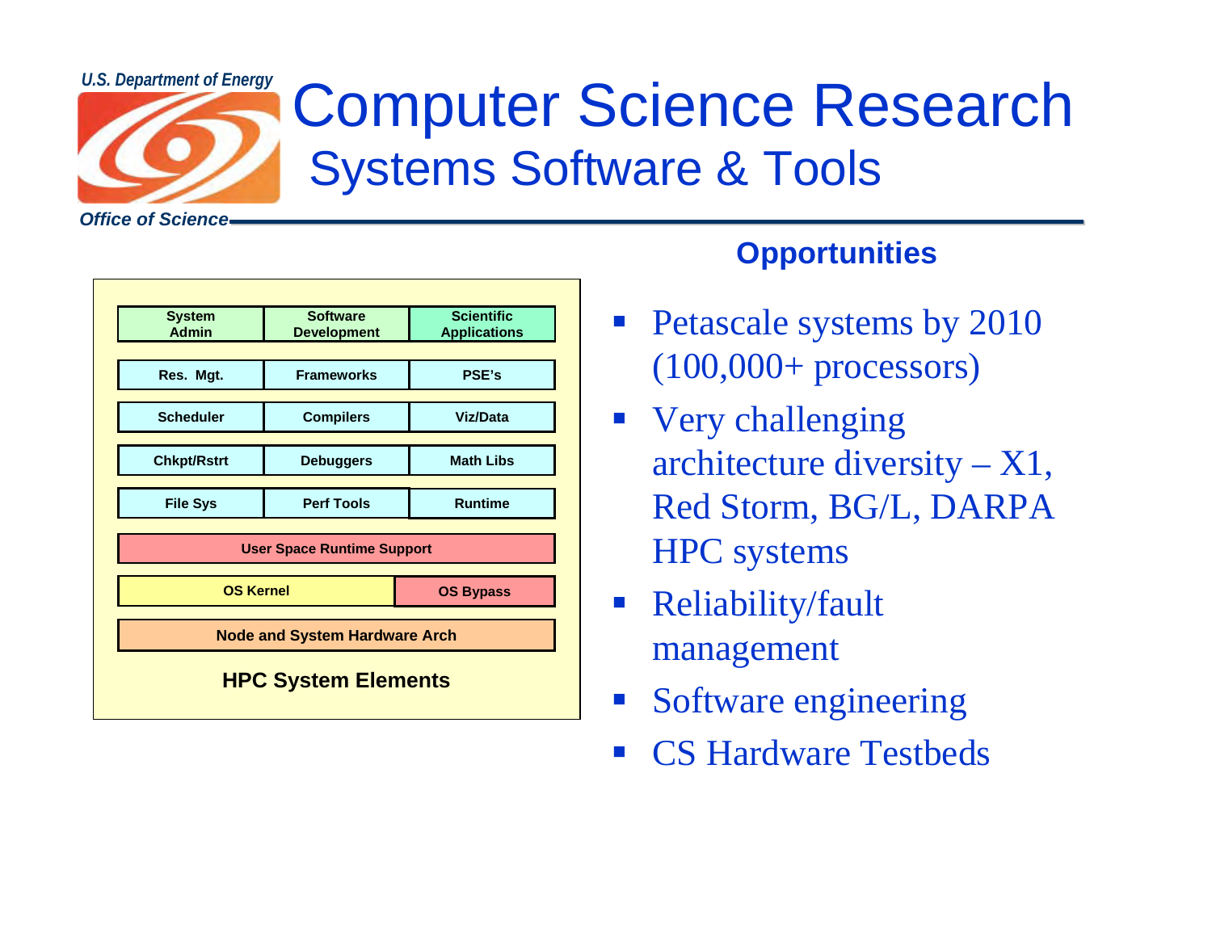U.S. Department of Energy

Office of Science

# Computer Science Research

## Systems Software & Tools

| System Admin | Software Development | Scientific Applications |
| --- | --- | --- |
| Res. Mgt. | Frameworks | PSE's |
| Scheduler | Compilers | Viz/Data |
| Chkpt/Rstrt | Debuggers | Math Libs |
| File Sys | Perf Tools | Runtime |
| User Space Runtime Support | | |
| OS Kernel | | OS Bypass |
| Node and System Hardware Arch | | |

**HPC System Elements**

### Opportunities

- Petascale systems by 2010 (100,000+ processors)
- Very challenging architecture diversity – X1, Red Storm, BG/L, DARPA HPC systems
- Reliability/fault management
- Software engineering
- CS Hardware Testbeds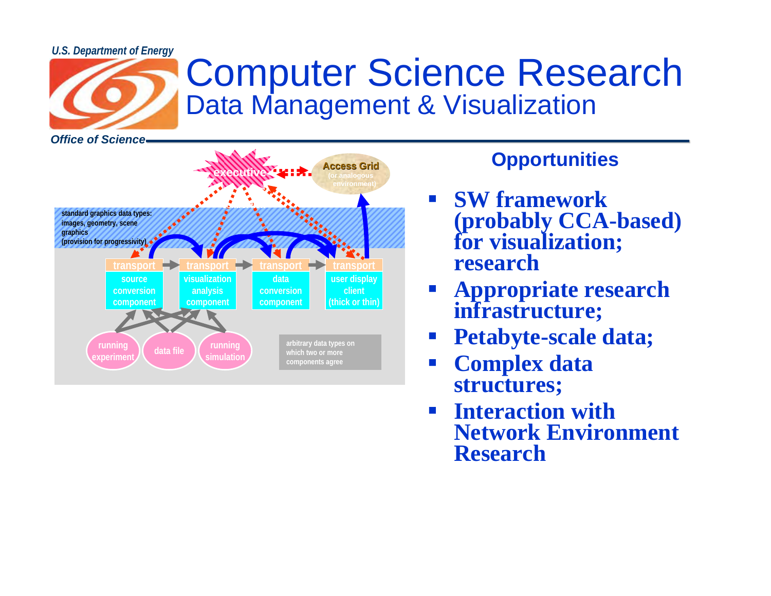# Computer Science Research

## Data Management & Visualization

executive

Access Grid (or analogous environment)

standard graphics data types: images, geometry, scene graphics (provision for progressivity)

| transport | transport | transport | transport |
|---|---|---|---|
| source conversion component | visualization analysis component | data conversion component | user display client (thick or thin) |

running experiment | data file | running simulation

arbitrary data types on which two or more components agree

### Opportunities

- **SW framework (probably CCA-based) for visualization; research**
- **Appropriate research infrastructure;**
- **Petabyte-scale data;**
- **Complex data structures;**
- **Interaction with Network Environment Research**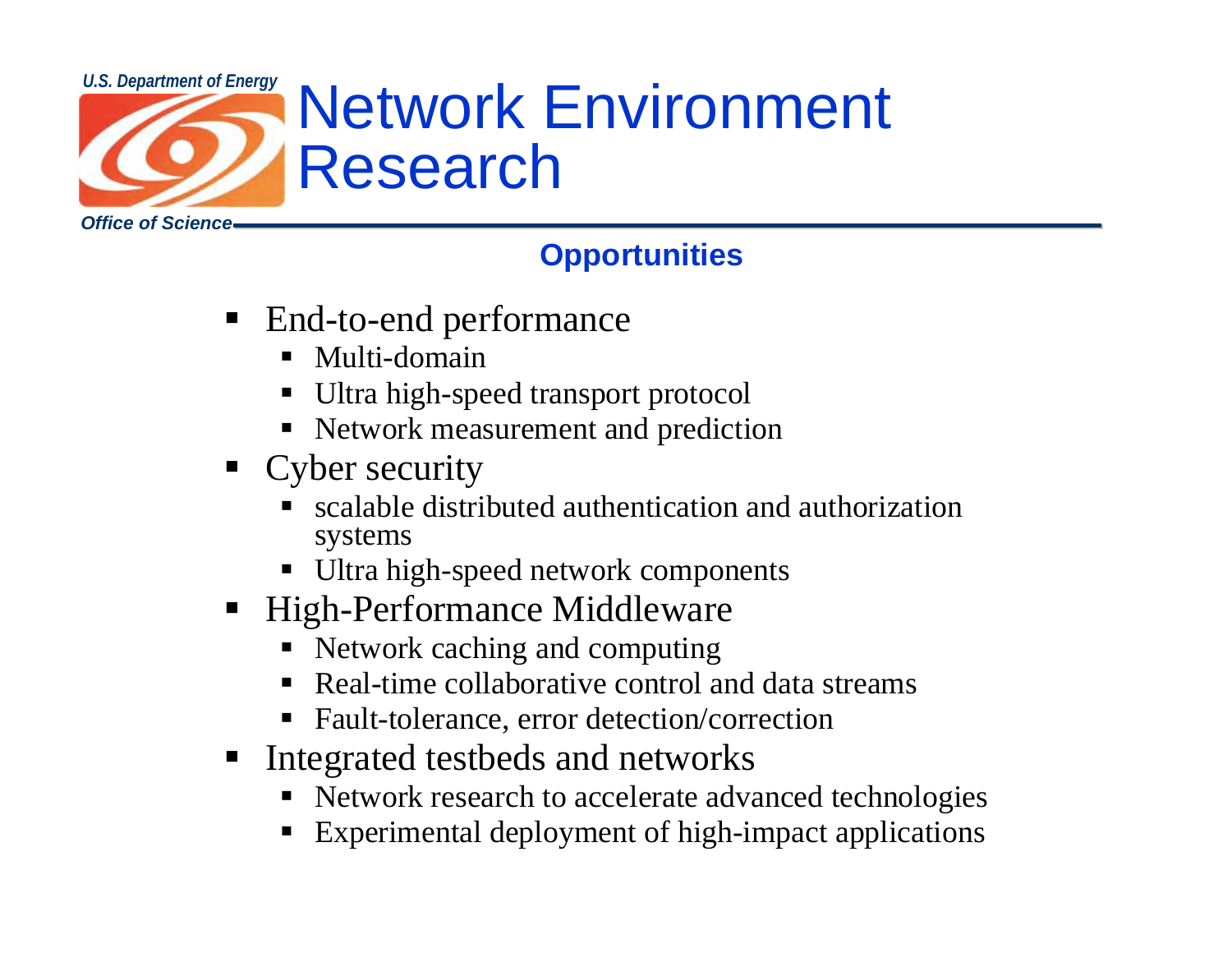# Network Environment Research

## Opportunities

- End-to-end performance
  - Multi-domain
  - Ultra high-speed transport protocol
  - Network measurement and prediction
- Cyber security
  - scalable distributed authentication and authorization systems
  - Ultra high-speed network components
- High-Performance Middleware
  - Network caching and computing
  - Real-time collaborative control and data streams
  - Fault-tolerance, error detection/correction
- Integrated testbeds and networks
  - Network research to accelerate advanced technologies
  - Experimental deployment of high-impact applications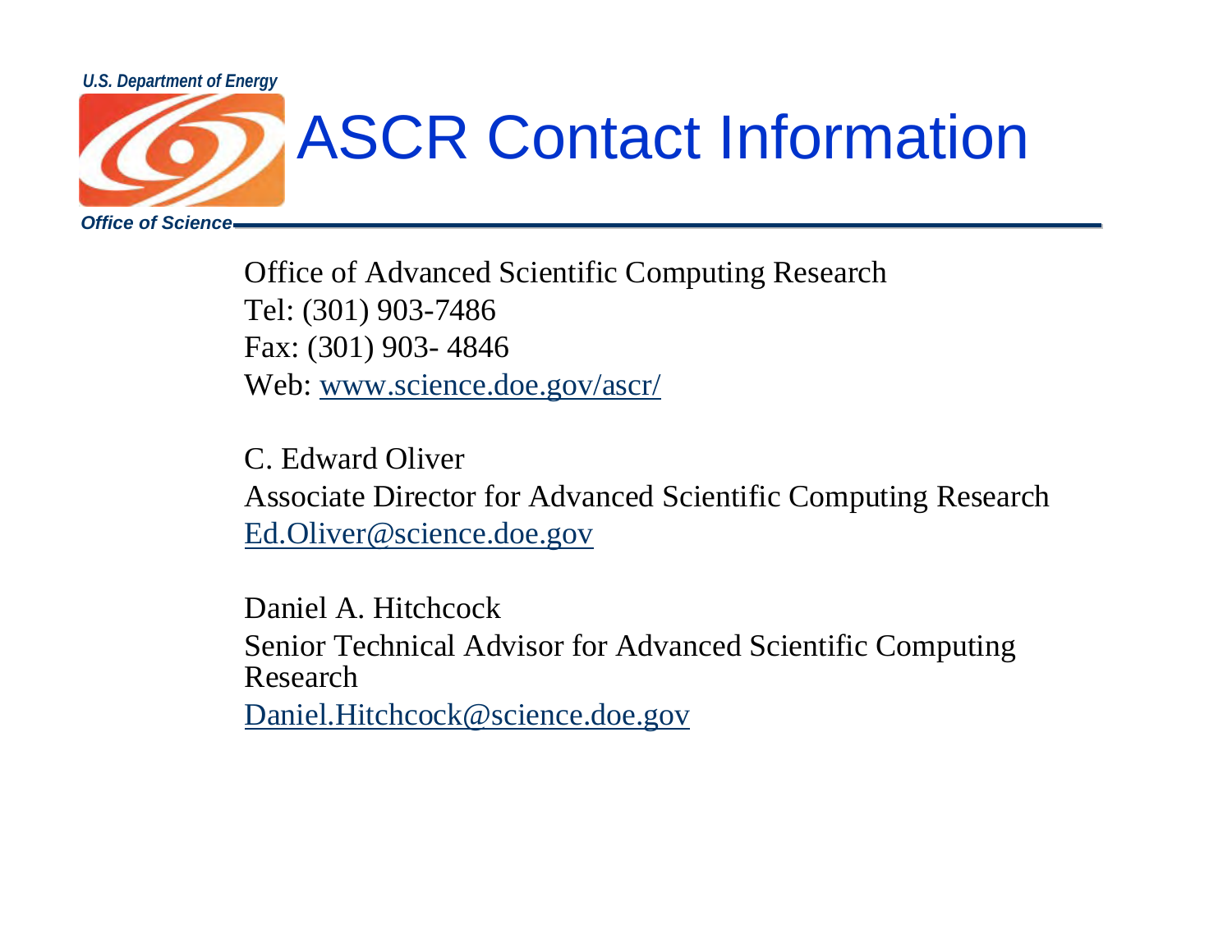# ASCR Contact Information

Office of Advanced Scientific Computing Research
Tel: (301) 903-7486
Fax: (301) 903- 4846
Web: [www.science.doe.gov/ascr/](http://www.science.doe.gov/ascr/)

C. Edward Oliver
Associate Director for Advanced Scientific Computing Research
Ed.Oliver@science.doe.gov

Daniel A. Hitchcock
Senior Technical Advisor for Advanced Scientific Computing Research
Daniel.Hitchcock@science.doe.gov